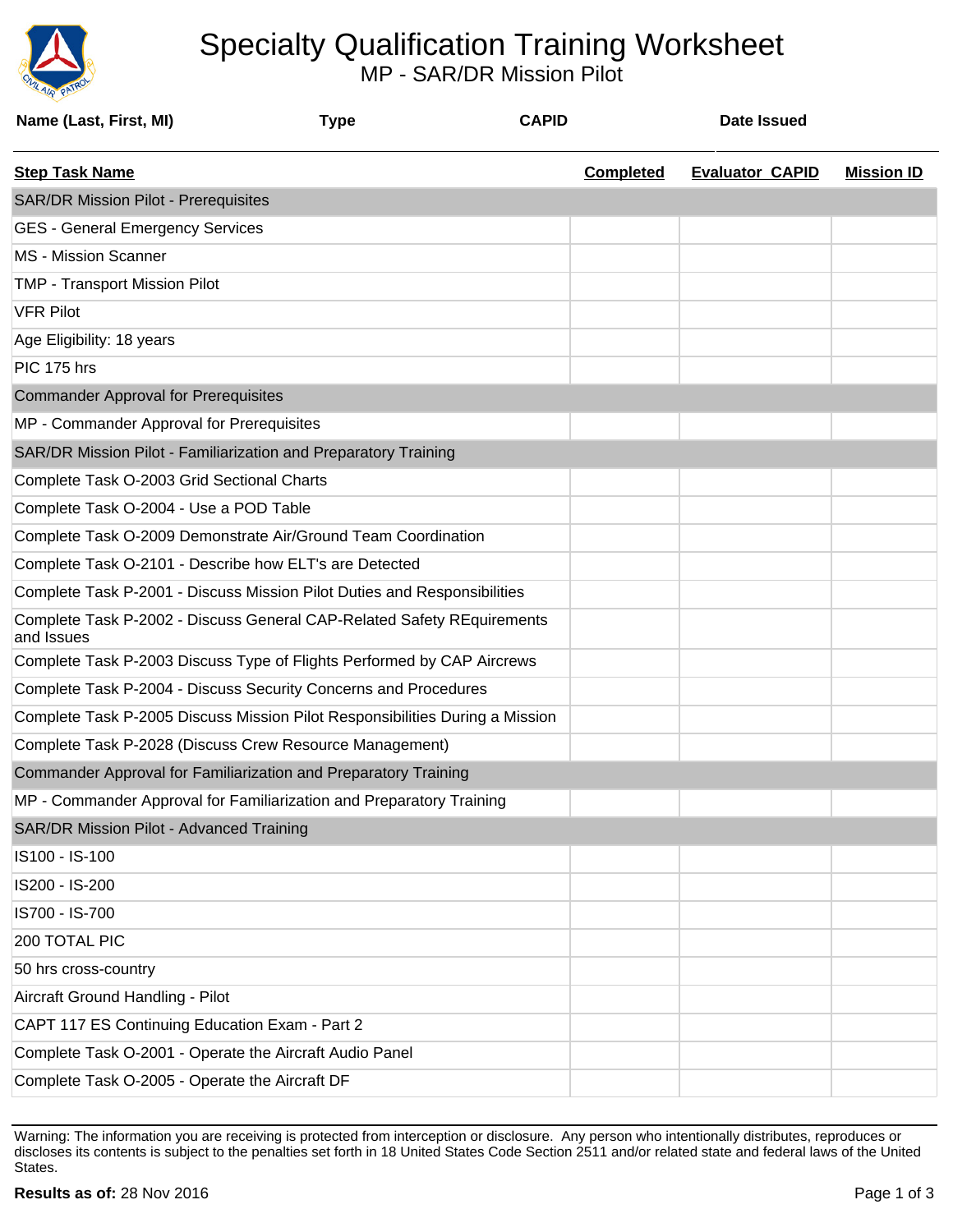# Specialty Qualification Training Worksheet

## MP - SAR/DR Mission Pilot

| Name (Last, First, MI) | Type | CAPID | Date Issued |
|---|---|---|---|
| | | | |

| Step Task Name | Completed | Evaluator CAPID | Mission ID |
|---|---|---|---|
| **SAR/DR Mission Pilot - Prerequisites** | | | |
| GES - General Emergency Services | | | |
| MS - Mission Scanner | | | |
| TMP - Transport Mission Pilot | | | |
| VFR Pilot | | | |
| Age Eligibility: 18 years | | | |
| PIC 175 hrs | | | |
| **Commander Approval for Prerequisites** | | | |
| MP - Commander Approval for Prerequisites | | | |
| **SAR/DR Mission Pilot - Familiarization and Preparatory Training** | | | |
| Complete Task O-2003 Grid Sectional Charts | | | |
| Complete Task O-2004 - Use a POD Table | | | |
| Complete Task O-2009 Demonstrate Air/Ground Team Coordination | | | |
| Complete Task O-2101 - Describe how ELT's are Detected | | | |
| Complete Task P-2001 - Discuss Mission Pilot Duties and Responsibilities | | | |
| Complete Task P-2002 - Discuss General CAP-Related Safety REquirements and Issues | | | |
| Complete Task P-2003 Discuss Type of Flights Performed by CAP Aircrews | | | |
| Complete Task P-2004 - Discuss Security Concerns and Procedures | | | |
| Complete Task P-2005 Discuss Mission Pilot Responsibilities During a Mission | | | |
| Complete Task P-2028 (Discuss Crew Resource Management) | | | |
| **Commander Approval for Familiarization and Preparatory Training** | | | |
| MP - Commander Approval for Familiarization and Preparatory Training | | | |
| **SAR/DR Mission Pilot - Advanced Training** | | | |
| IS100 - IS-100 | | | |
| IS200 - IS-200 | | | |
| IS700 - IS-700 | | | |
| 200 TOTAL PIC | | | |
| 50 hrs cross-country | | | |
| Aircraft Ground Handling - Pilot | | | |
| CAPT 117 ES Continuing Education Exam - Part 2 | | | |
| Complete Task O-2001 - Operate the Aircraft Audio Panel | | | |
| Complete Task O-2005 - Operate the Aircraft DF | | | |

Warning: The information you are receiving is protected from interception or disclosure. Any person who intentionally distributes, reproduces or discloses its contents is subject to the penalties set forth in 18 United States Code Section 2511 and/or related state and federal laws of the United States.

**Results as of:** 28 Nov 2016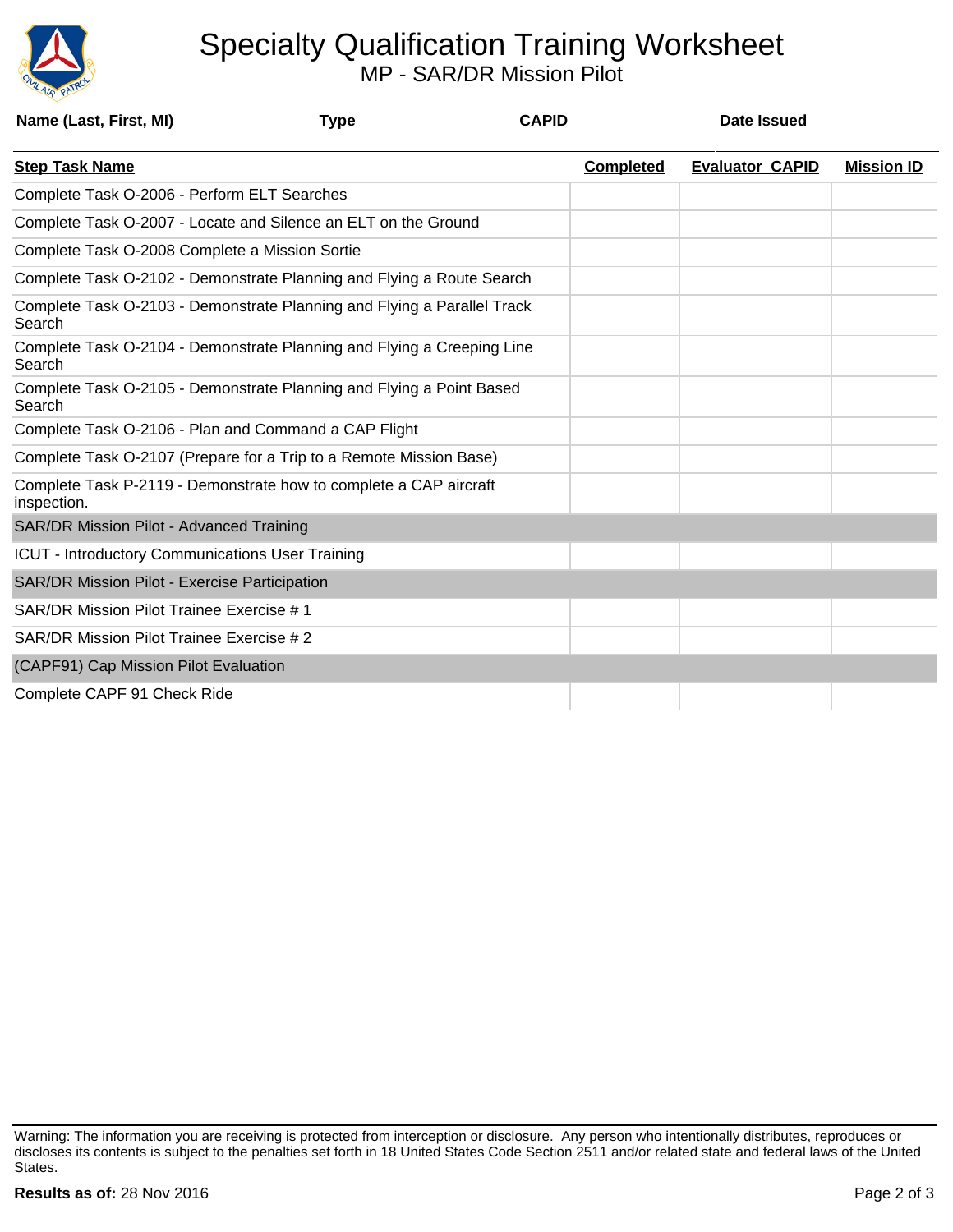# Specialty Qualification Training Worksheet

MP - SAR/DR Mission Pilot

| Name (Last, First, MI) | Type | CAPID | Date Issued |
|---|---|---|---|
| | | | |

| Step Task Name | Completed | Evaluator CAPID | Mission ID |
|---|---|---|---|
| Complete Task O-2006 - Perform ELT Searches | | | |
| Complete Task O-2007 - Locate and Silence an ELT on the Ground | | | |
| Complete Task O-2008 Complete a Mission Sortie | | | |
| Complete Task O-2102 - Demonstrate Planning and Flying a Route Search | | | |
| Complete Task O-2103 - Demonstrate Planning and Flying a Parallel Track Search | | | |
| Complete Task O-2104 - Demonstrate Planning and Flying a Creeping Line Search | | | |
| Complete Task O-2105 - Demonstrate Planning and Flying a Point Based Search | | | |
| Complete Task O-2106 - Plan and Command a CAP Flight | | | |
| Complete Task O-2107 (Prepare for a Trip to a Remote Mission Base) | | | |
| Complete Task P-2119 - Demonstrate how to complete a CAP aircraft inspection. | | | |
| **SAR/DR Mission Pilot - Advanced Training** | | | |
| ICUT - Introductory Communications User Training | | | |
| **SAR/DR Mission Pilot - Exercise Participation** | | | |
| SAR/DR Mission Pilot Trainee Exercise # 1 | | | |
| SAR/DR Mission Pilot Trainee Exercise # 2 | | | |
| **(CAPF91) Cap Mission Pilot Evaluation** | | | |
| Complete CAPF 91 Check Ride | | | |

Warning: The information you are receiving is protected from interception or disclosure. Any person who intentionally distributes, reproduces or discloses its contents is subject to the penalties set forth in 18 United States Code Section 2511 and/or related state and federal laws of the United States.

**Results as of:** 28 Nov 2016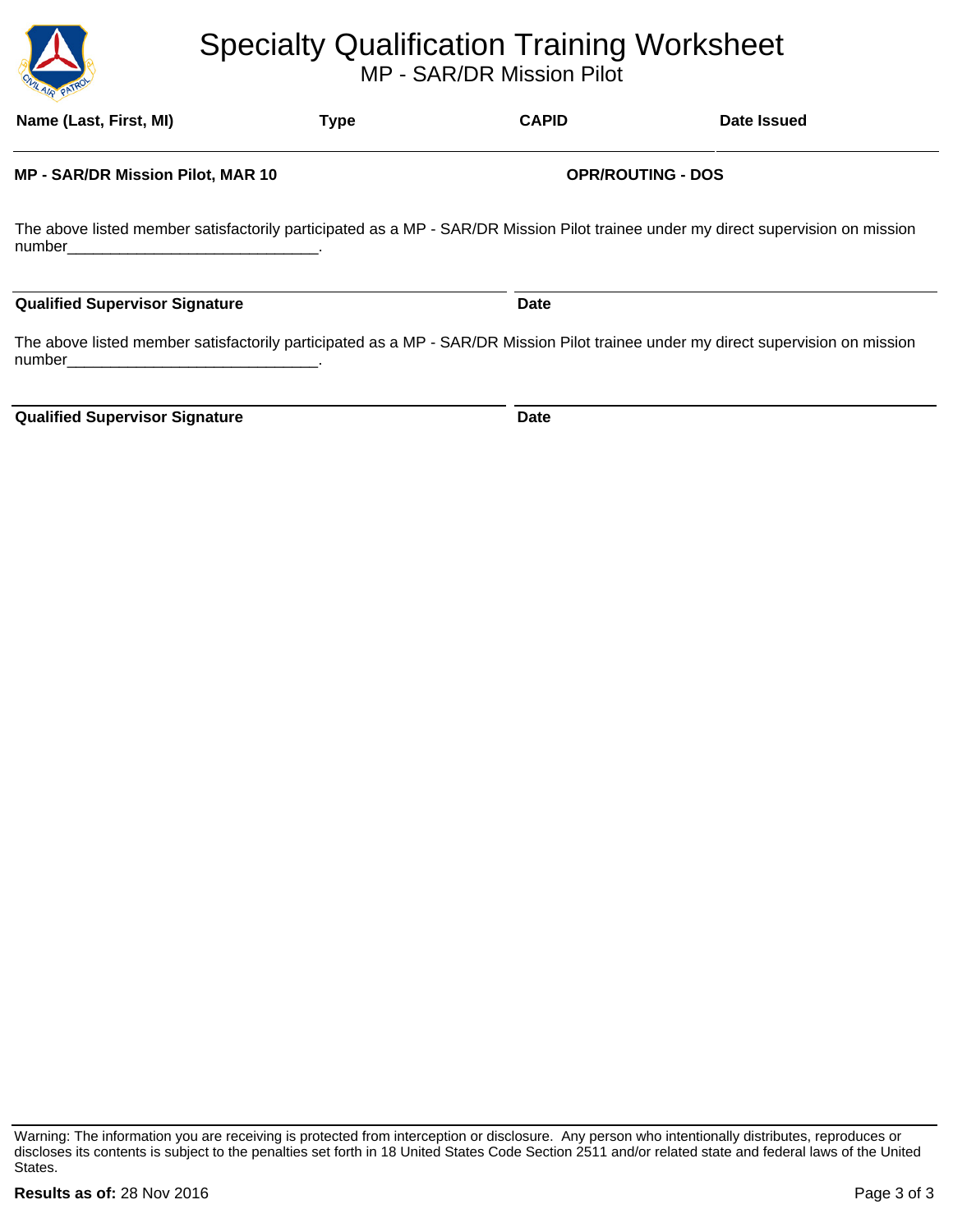# Specialty Qualification Training Worksheet

## MP - SAR/DR Mission Pilot

| Name (Last, First, MI) | Type | CAPID | Date Issued |
|---|---|---|---|
| | | | |

**MP - SAR/DR Mission Pilot, MAR 10** **OPR/ROUTING - DOS**

The above listed member satisfactorily participated as a MP - SAR/DR Mission Pilot trainee under my direct supervision on mission number_____________________________.

**Qualified Supervisor Signature** **Date**

The above listed member satisfactorily participated as a MP - SAR/DR Mission Pilot trainee under my direct supervision on mission number_____________________________.

**Qualified Supervisor Signature** **Date**

Warning: The information you are receiving is protected from interception or disclosure. Any person who intentionally distributes, reproduces or discloses its contents is subject to the penalties set forth in 18 United States Code Section 2511 and/or related state and federal laws of the United States.

**Results as of:** 28 Nov 2016